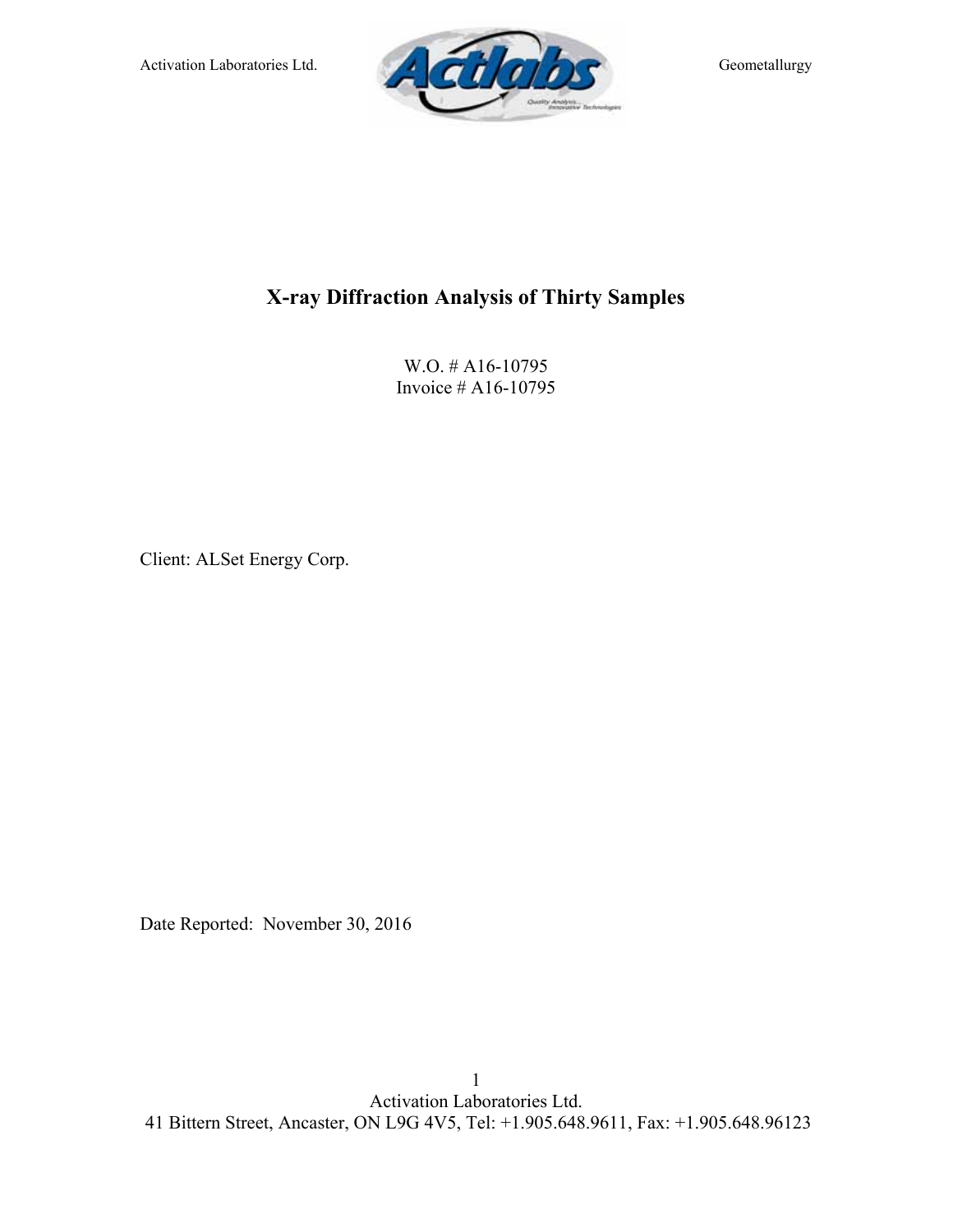# X-ray Diffraction Analysis of Thirty Samples

W.O. # A16-10795
Invoice # A16-10795

Client: ALSet Energy Corp.

Date Reported: November 30, 2016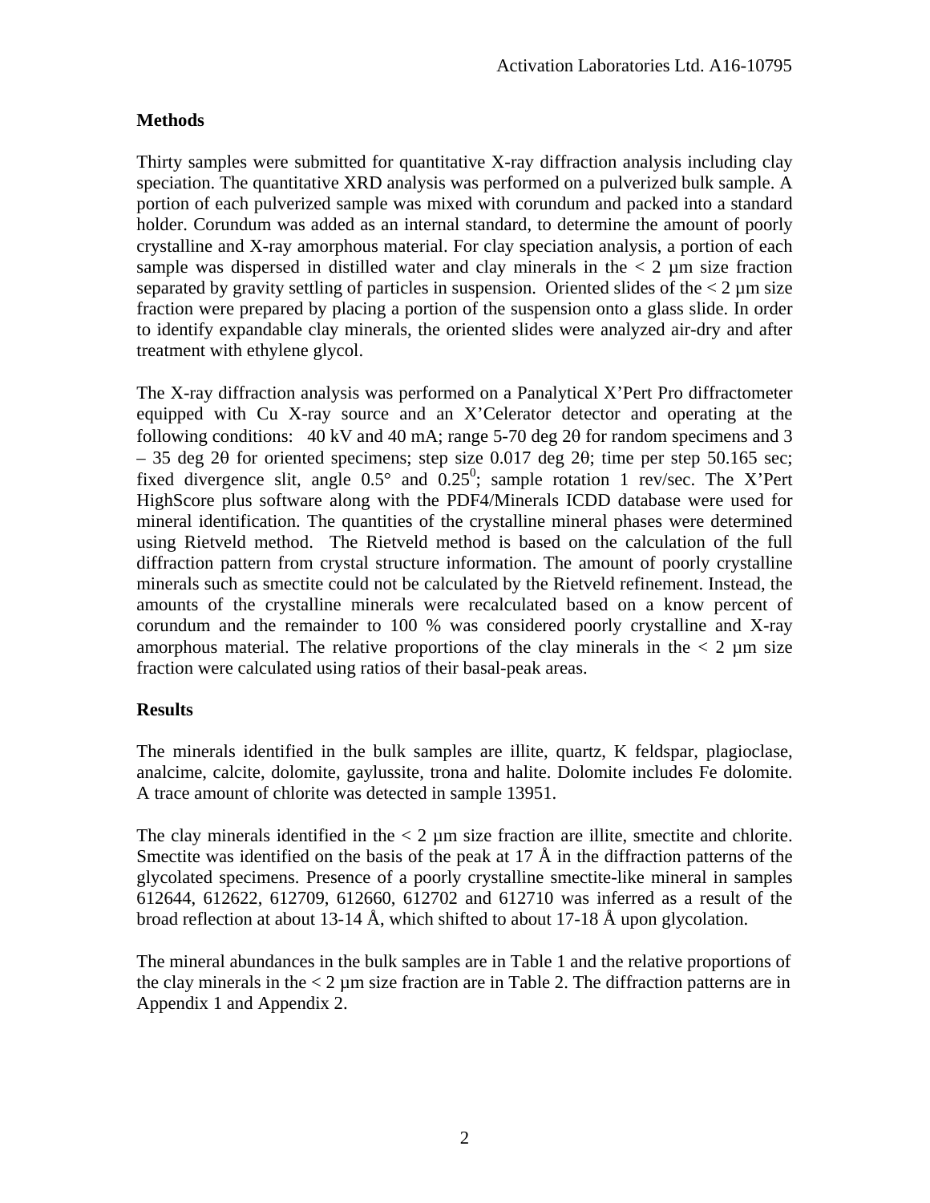## Methods

Thirty samples were submitted for quantitative X-ray diffraction analysis including clay speciation. The quantitative XRD analysis was performed on a pulverized bulk sample. A portion of each pulverized sample was mixed with corundum and packed into a standard holder. Corundum was added as an internal standard, to determine the amount of poorly crystalline and X-ray amorphous material. For clay speciation analysis, a portion of each sample was dispersed in distilled water and clay minerals in the < 2 µm size fraction separated by gravity settling of particles in suspension. Oriented slides of the < 2 µm size fraction were prepared by placing a portion of the suspension onto a glass slide. In order to identify expandable clay minerals, the oriented slides were analyzed air-dry and after treatment with ethylene glycol.

The X-ray diffraction analysis was performed on a Panalytical X'Pert Pro diffractometer equipped with Cu X-ray source and an X'Celerator detector and operating at the following conditions: 40 kV and 40 mA; range 5-70 deg 2θ for random specimens and 3 – 35 deg 2θ for oriented specimens; step size 0.017 deg 2θ; time per step 50.165 sec; fixed divergence slit, angle 0.5° and $0.25^0$; sample rotation 1 rev/sec. The X'Pert HighScore plus software along with the PDF4/Minerals ICDD database were used for mineral identification. The quantities of the crystalline mineral phases were determined using Rietveld method. The Rietveld method is based on the calculation of the full diffraction pattern from crystal structure information. The amount of poorly crystalline minerals such as smectite could not be calculated by the Rietveld refinement. Instead, the amounts of the crystalline minerals were recalculated based on a know percent of corundum and the remainder to 100 % was considered poorly crystalline and X-ray amorphous material. The relative proportions of the clay minerals in the < 2 µm size fraction were calculated using ratios of their basal-peak areas.

## Results

The minerals identified in the bulk samples are illite, quartz, K feldspar, plagioclase, analcime, calcite, dolomite, gaylussite, trona and halite. Dolomite includes Fe dolomite. A trace amount of chlorite was detected in sample 13951.

The clay minerals identified in the < 2 µm size fraction are illite, smectite and chlorite. Smectite was identified on the basis of the peak at 17 Å in the diffraction patterns of the glycolated specimens. Presence of a poorly crystalline smectite-like mineral in samples 612644, 612622, 612709, 612660, 612702 and 612710 was inferred as a result of the broad reflection at about 13-14 Å, which shifted to about 17-18 Å upon glycolation.

The mineral abundances in the bulk samples are in Table 1 and the relative proportions of the clay minerals in the < 2 µm size fraction are in Table 2. The diffraction patterns are in Appendix 1 and Appendix 2.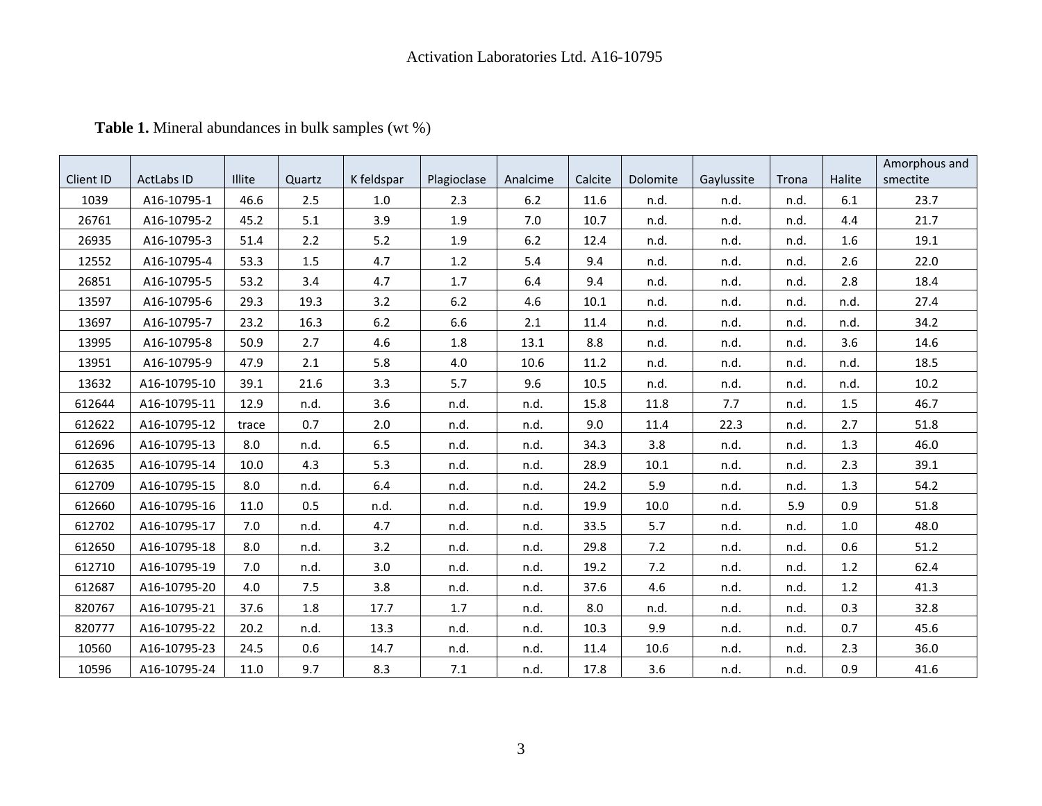**Table 1.** Mineral abundances in bulk samples (wt %)

| Client ID | ActLabs ID | Illite | Quartz | K feldspar | Plagioclase | Analcime | Calcite | Dolomite | Gaylussite | Trona | Halite | Amorphous and smectite |
|---|---|---|---|---|---|---|---|---|---|---|---|---|
| 1039 | A16-10795-1 | 46.6 | 2.5 | 1.0 | 2.3 | 6.2 | 11.6 | n.d. | n.d. | n.d. | 6.1 | 23.7 |
| 26761 | A16-10795-2 | 45.2 | 5.1 | 3.9 | 1.9 | 7.0 | 10.7 | n.d. | n.d. | n.d. | 4.4 | 21.7 |
| 26935 | A16-10795-3 | 51.4 | 2.2 | 5.2 | 1.9 | 6.2 | 12.4 | n.d. | n.d. | n.d. | 1.6 | 19.1 |
| 12552 | A16-10795-4 | 53.3 | 1.5 | 4.7 | 1.2 | 5.4 | 9.4 | n.d. | n.d. | n.d. | 2.6 | 22.0 |
| 26851 | A16-10795-5 | 53.2 | 3.4 | 4.7 | 1.7 | 6.4 | 9.4 | n.d. | n.d. | n.d. | 2.8 | 18.4 |
| 13597 | A16-10795-6 | 29.3 | 19.3 | 3.2 | 6.2 | 4.6 | 10.1 | n.d. | n.d. | n.d. | n.d. | 27.4 |
| 13697 | A16-10795-7 | 23.2 | 16.3 | 6.2 | 6.6 | 2.1 | 11.4 | n.d. | n.d. | n.d. | n.d. | 34.2 |
| 13995 | A16-10795-8 | 50.9 | 2.7 | 4.6 | 1.8 | 13.1 | 8.8 | n.d. | n.d. | n.d. | 3.6 | 14.6 |
| 13951 | A16-10795-9 | 47.9 | 2.1 | 5.8 | 4.0 | 10.6 | 11.2 | n.d. | n.d. | n.d. | n.d. | 18.5 |
| 13632 | A16-10795-10 | 39.1 | 21.6 | 3.3 | 5.7 | 9.6 | 10.5 | n.d. | n.d. | n.d. | n.d. | 10.2 |
| 612644 | A16-10795-11 | 12.9 | n.d. | 3.6 | n.d. | n.d. | 15.8 | 11.8 | 7.7 | n.d. | 1.5 | 46.7 |
| 612622 | A16-10795-12 | trace | 0.7 | 2.0 | n.d. | n.d. | 9.0 | 11.4 | 22.3 | n.d. | 2.7 | 51.8 |
| 612696 | A16-10795-13 | 8.0 | n.d. | 6.5 | n.d. | n.d. | 34.3 | 3.8 | n.d. | n.d. | 1.3 | 46.0 |
| 612635 | A16-10795-14 | 10.0 | 4.3 | 5.3 | n.d. | n.d. | 28.9 | 10.1 | n.d. | n.d. | 2.3 | 39.1 |
| 612709 | A16-10795-15 | 8.0 | n.d. | 6.4 | n.d. | n.d. | 24.2 | 5.9 | n.d. | n.d. | 1.3 | 54.2 |
| 612660 | A16-10795-16 | 11.0 | 0.5 | n.d. | n.d. | n.d. | 19.9 | 10.0 | n.d. | 5.9 | 0.9 | 51.8 |
| 612702 | A16-10795-17 | 7.0 | n.d. | 4.7 | n.d. | n.d. | 33.5 | 5.7 | n.d. | n.d. | 1.0 | 48.0 |
| 612650 | A16-10795-18 | 8.0 | n.d. | 3.2 | n.d. | n.d. | 29.8 | 7.2 | n.d. | n.d. | 0.6 | 51.2 |
| 612710 | A16-10795-19 | 7.0 | n.d. | 3.0 | n.d. | n.d. | 19.2 | 7.2 | n.d. | n.d. | 1.2 | 62.4 |
| 612687 | A16-10795-20 | 4.0 | 7.5 | 3.8 | n.d. | n.d. | 37.6 | 4.6 | n.d. | n.d. | 1.2 | 41.3 |
| 820767 | A16-10795-21 | 37.6 | 1.8 | 17.7 | 1.7 | n.d. | 8.0 | n.d. | n.d. | n.d. | 0.3 | 32.8 |
| 820777 | A16-10795-22 | 20.2 | n.d. | 13.3 | n.d. | n.d. | 10.3 | 9.9 | n.d. | n.d. | 0.7 | 45.6 |
| 10560 | A16-10795-23 | 24.5 | 0.6 | 14.7 | n.d. | n.d. | 11.4 | 10.6 | n.d. | n.d. | 2.3 | 36.0 |
| 10596 | A16-10795-24 | 11.0 | 9.7 | 8.3 | 7.1 | n.d. | 17.8 | 3.6 | n.d. | n.d. | 0.9 | 41.6 |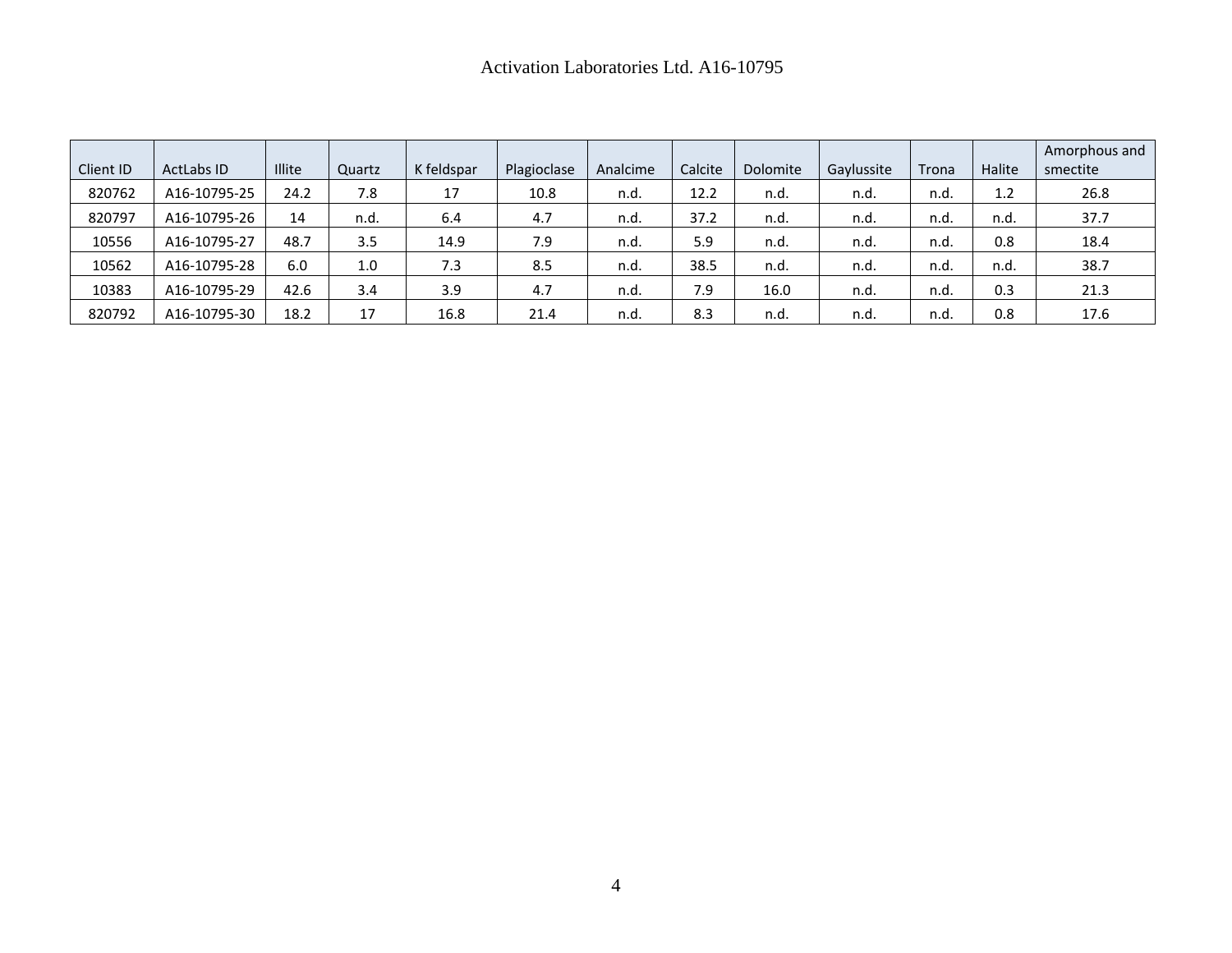Activation Laboratories Ltd. A16-10795

| Client ID | ActLabs ID | Illite | Quartz | K feldspar | Plagioclase | Analcime | Calcite | Dolomite | Gaylussite | Trona | Halite | Amorphous and smectite |
|---|---|---|---|---|---|---|---|---|---|---|---|---|
| 820762 | A16-10795-25 | 24.2 | 7.8 | 17 | 10.8 | n.d. | 12.2 | n.d. | n.d. | n.d. | 1.2 | 26.8 |
| 820797 | A16-10795-26 | 14 | n.d. | 6.4 | 4.7 | n.d. | 37.2 | n.d. | n.d. | n.d. | n.d. | 37.7 |
| 10556 | A16-10795-27 | 48.7 | 3.5 | 14.9 | 7.9 | n.d. | 5.9 | n.d. | n.d. | n.d. | 0.8 | 18.4 |
| 10562 | A16-10795-28 | 6.0 | 1.0 | 7.3 | 8.5 | n.d. | 38.5 | n.d. | n.d. | n.d. | n.d. | 38.7 |
| 10383 | A16-10795-29 | 42.6 | 3.4 | 3.9 | 4.7 | n.d. | 7.9 | 16.0 | n.d. | n.d. | 0.3 | 21.3 |
| 820792 | A16-10795-30 | 18.2 | 17 | 16.8 | 21.4 | n.d. | 8.3 | n.d. | n.d. | n.d. | 0.8 | 17.6 |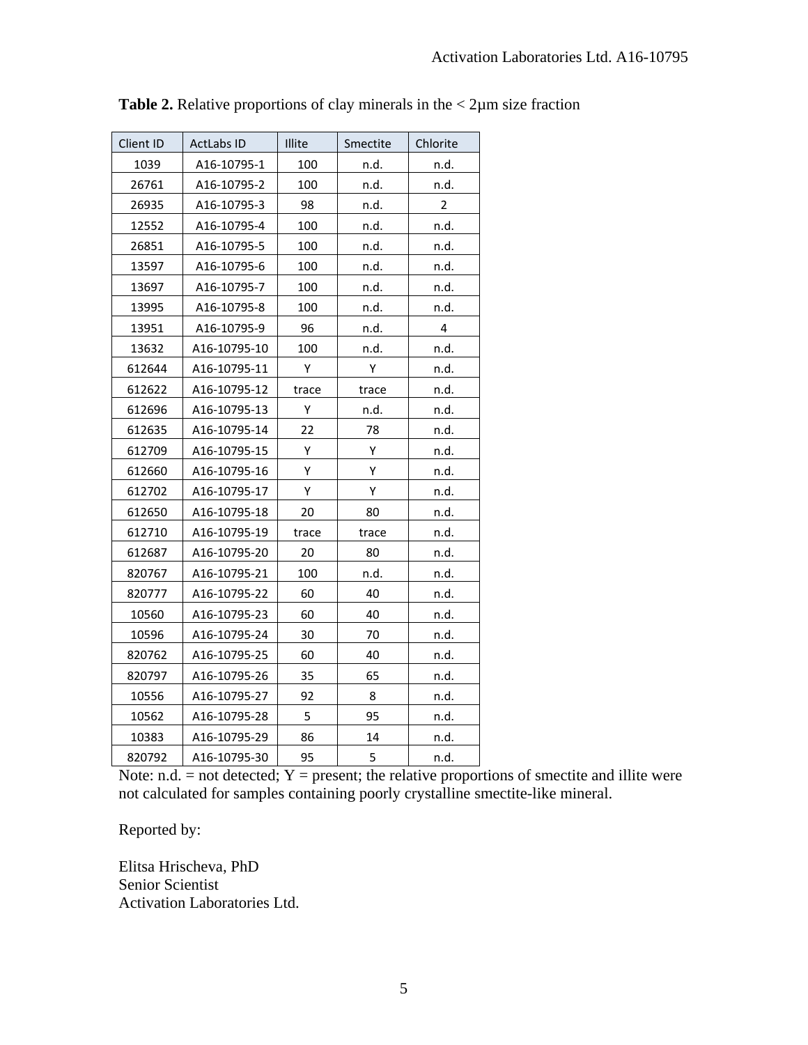**Table 2.** Relative proportions of clay minerals in the < 2μm size fraction

| Client ID | ActLabs ID | Illite | Smectite | Chlorite |
|---|---|---|---|---|
| 1039 | A16-10795-1 | 100 | n.d. | n.d. |
| 26761 | A16-10795-2 | 100 | n.d. | n.d. |
| 26935 | A16-10795-3 | 98 | n.d. | 2 |
| 12552 | A16-10795-4 | 100 | n.d. | n.d. |
| 26851 | A16-10795-5 | 100 | n.d. | n.d. |
| 13597 | A16-10795-6 | 100 | n.d. | n.d. |
| 13697 | A16-10795-7 | 100 | n.d. | n.d. |
| 13995 | A16-10795-8 | 100 | n.d. | n.d. |
| 13951 | A16-10795-9 | 96 | n.d. | 4 |
| 13632 | A16-10795-10 | 100 | n.d. | n.d. |
| 612644 | A16-10795-11 | Y | Y | n.d. |
| 612622 | A16-10795-12 | trace | trace | n.d. |
| 612696 | A16-10795-13 | Y | n.d. | n.d. |
| 612635 | A16-10795-14 | 22 | 78 | n.d. |
| 612709 | A16-10795-15 | Y | Y | n.d. |
| 612660 | A16-10795-16 | Y | Y | n.d. |
| 612702 | A16-10795-17 | Y | Y | n.d. |
| 612650 | A16-10795-18 | 20 | 80 | n.d. |
| 612710 | A16-10795-19 | trace | trace | n.d. |
| 612687 | A16-10795-20 | 20 | 80 | n.d. |
| 820767 | A16-10795-21 | 100 | n.d. | n.d. |
| 820777 | A16-10795-22 | 60 | 40 | n.d. |
| 10560 | A16-10795-23 | 60 | 40 | n.d. |
| 10596 | A16-10795-24 | 30 | 70 | n.d. |
| 820762 | A16-10795-25 | 60 | 40 | n.d. |
| 820797 | A16-10795-26 | 35 | 65 | n.d. |
| 10556 | A16-10795-27 | 92 | 8 | n.d. |
| 10562 | A16-10795-28 | 5 | 95 | n.d. |
| 10383 | A16-10795-29 | 86 | 14 | n.d. |
| 820792 | A16-10795-30 | 95 | 5 | n.d. |

Note: n.d. = not detected; Y = present; the relative proportions of smectite and illite were not calculated for samples containing poorly crystalline smectite-like mineral.

Reported by:

Elitsa Hrischeva, PhD
Senior Scientist
Activation Laboratories Ltd.